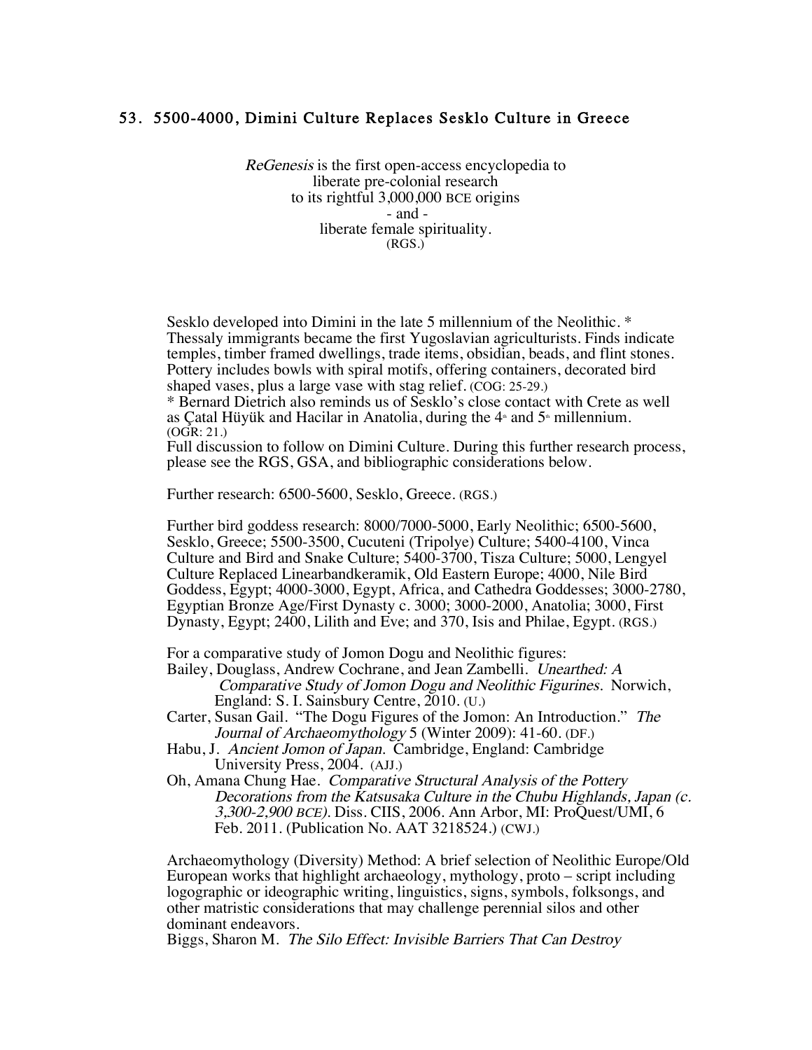## 53. 5500-4000, Dimini Culture Replaces Sesklo Culture in Greece

*ReGenesis* is the first open-access encyclopedia to
liberate pre-colonial research
to its rightful 3,000,000 BCE origins
\- and -
liberate female spirituality.
(RGS.)

Sesklo developed into Dimini in the late 5 millennium of the Neolithic. *
Thessaly immigrants became the first Yugoslavian agriculturists. Finds indicate temples, timber framed dwellings, trade items, obsidian, beads, and flint stones. Pottery includes bowls with spiral motifs, offering containers, decorated bird shaped vases, plus a large vase with stag relief. (COG: 25-29.)
\* Bernard Dietrich also reminds us of Sesklo's close contact with Crete as well as Çatal Hüyük and Hacilar in Anatolia, during the 4th and 5th millennium. (OGR: 21.)
Full discussion to follow on Dimini Culture. During this further research process, please see the RGS, GSA, and bibliographic considerations below.

Further research: 6500-5600, Sesklo, Greece. (RGS.)

Further bird goddess research: 8000/7000-5000, Early Neolithic; 6500-5600, Sesklo, Greece; 5500-3500, Cucuteni (Tripolye) Culture; 5400-4100, Vinca Culture and Bird and Snake Culture; 5400-3700, Tisza Culture; 5000, Lengyel Culture Replaced Linearbandkeramik, Old Eastern Europe; 4000, Nile Bird Goddess, Egypt; 4000-3000, Egypt, Africa, and Cathedra Goddesses; 3000-2780, Egyptian Bronze Age/First Dynasty c. 3000; 3000-2000, Anatolia; 3000, First Dynasty, Egypt; 2400, Lilith and Eve; and 370, Isis and Philae, Egypt. (RGS.)

For a comparative study of Jomon Dogu and Neolithic figures:

Bailey, Douglass, Andrew Cochrane, and Jean Zambelli. *Unearthed: A Comparative Study of Jomon Dogu and Neolithic Figurines.* Norwich, England: S. I. Sainsbury Centre, 2010. (U.)

Carter, Susan Gail. "The Dogu Figures of the Jomon: An Introduction." *The Journal of Archaeomythology* 5 (Winter 2009): 41-60. (DF.)

Habu, J. *Ancient Jomon of Japan.* Cambridge, England: Cambridge University Press, 2004. (AJJ.)

Oh, Amana Chung Hae. *Comparative Structural Analysis of the Pottery Decorations from the Katsusaka Culture in the Chubu Highlands, Japan (c. 3,300-2,900 BCE).* Diss. CIIS, 2006. Ann Arbor, MI: ProQuest/UMI, 6 Feb. 2011. (Publication No. AAT 3218524.) (CWJ.)

Archaeomythology (Diversity) Method: A brief selection of Neolithic Europe/Old European works that highlight archaeology, mythology, proto – script including logographic or ideographic writing, linguistics, signs, symbols, folksongs, and other matristic considerations that may challenge perennial silos and other dominant endeavors.

Biggs, Sharon M. *The Silo Effect: Invisible Barriers That Can Destroy*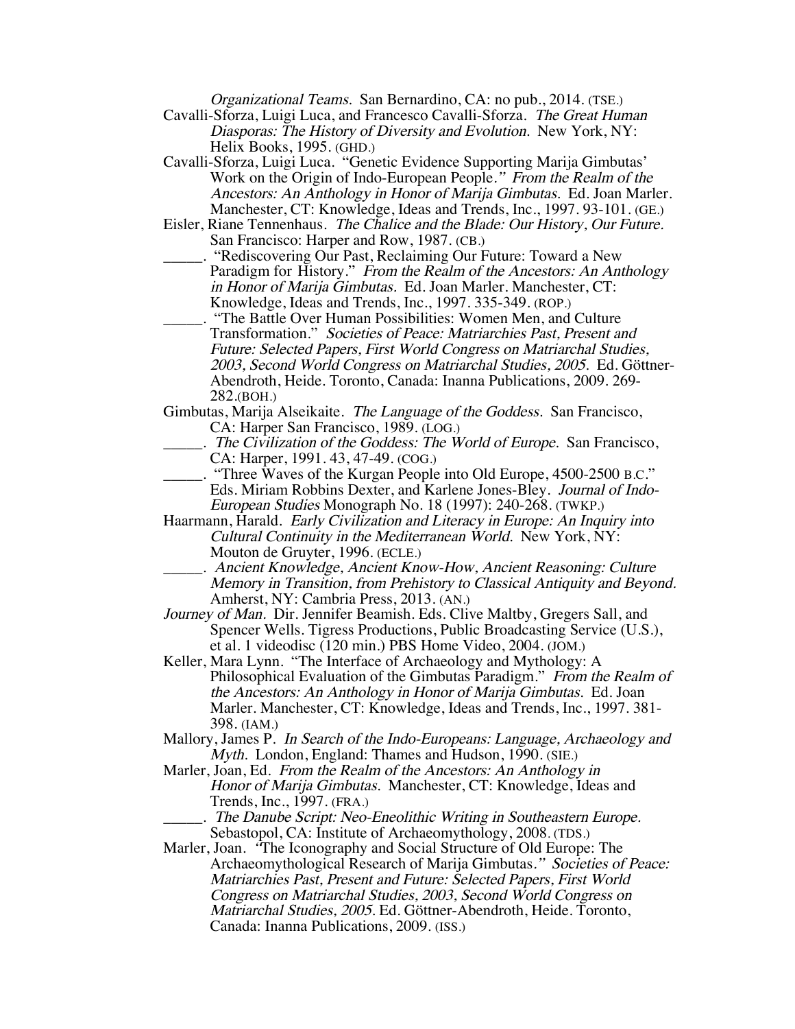*Organizational Teams.* San Bernardino, CA: no pub., 2014. (TSE.)

Cavalli-Sforza, Luigi Luca, and Francesco Cavalli-Sforza. *The Great Human Diasporas: The History of Diversity and Evolution.* New York, NY: Helix Books, 1995. (GHD.)

Cavalli-Sforza, Luigi Luca. "Genetic Evidence Supporting Marija Gimbutas' Work on the Origin of Indo-European People." *From the Realm of the Ancestors: An Anthology in Honor of Marija Gimbutas.* Ed. Joan Marler. Manchester, CT: Knowledge, Ideas and Trends, Inc., 1997. 93-101. (GE.)

Eisler, Riane Tennenhaus. *The Chalice and the Blade: Our History, Our Future.* San Francisco: Harper and Row, 1987. (CB.)

_____. "Rediscovering Our Past, Reclaiming Our Future: Toward a New Paradigm for History." *From the Realm of the Ancestors: An Anthology in Honor of Marija Gimbutas.* Ed. Joan Marler. Manchester, CT: Knowledge, Ideas and Trends, Inc., 1997. 335-349. (ROP.)

_____. "The Battle Over Human Possibilities: Women Men, and Culture Transformation." *Societies of Peace: Matriarchies Past, Present and Future: Selected Papers, First World Congress on Matriarchal Studies, 2003, Second World Congress on Matriarchal Studies, 2005.* Ed. Göttner-Abendroth, Heide. Toronto, Canada: Inanna Publications, 2009. 269-282.(BOH.)

Gimbutas, Marija Alseikaite. *The Language of the Goddess.* San Francisco, CA: Harper San Francisco, 1989. (LOG.)

_____. *The Civilization of the Goddess: The World of Europe.* San Francisco, CA: Harper, 1991. 43, 47-49. (COG.)

_____. "Three Waves of the Kurgan People into Old Europe, 4500-2500 B.C." Eds. Miriam Robbins Dexter, and Karlene Jones-Bley. *Journal of Indo-European Studies* Monograph No. 18 (1997): 240-268. (TWKP.)

Haarmann, Harald. *Early Civilization and Literacy in Europe: An Inquiry into Cultural Continuity in the Mediterranean World.* New York, NY: Mouton de Gruyter, 1996. (ECLE.)

_____. *Ancient Knowledge, Ancient Know-How, Ancient Reasoning: Culture Memory in Transition, from Prehistory to Classical Antiquity and Beyond.* Amherst, NY: Cambria Press, 2013. (AN.)

*Journey of Man.* Dir. Jennifer Beamish. Eds. Clive Maltby, Gregers Sall, and Spencer Wells. Tigress Productions, Public Broadcasting Service (U.S.), et al. 1 videodisc (120 min.) PBS Home Video, 2004. (JOM.)

Keller, Mara Lynn. "The Interface of Archaeology and Mythology: A Philosophical Evaluation of the Gimbutas Paradigm." *From the Realm of the Ancestors: An Anthology in Honor of Marija Gimbutas.* Ed. Joan Marler. Manchester, CT: Knowledge, Ideas and Trends, Inc., 1997. 381-398. (IAM.)

Mallory, James P. *In Search of the Indo-Europeans: Language, Archaeology and Myth.* London, England: Thames and Hudson, 1990. (SIE.)

Marler, Joan, Ed. *From the Realm of the Ancestors: An Anthology in Honor of Marija Gimbutas.* Manchester, CT: Knowledge, Ideas and Trends, Inc., 1997. (FRA.)

_____. *The Danube Script: Neo-Eneolithic Writing in Southeastern Europe.* Sebastopol, CA: Institute of Archaeomythology, 2008. (TDS.)

Marler, Joan. "The Iconography and Social Structure of Old Europe: The Archaeomythological Research of Marija Gimbutas." *Societies of Peace: Matriarchies Past, Present and Future: Selected Papers, First World Congress on Matriarchal Studies, 2003, Second World Congress on Matriarchal Studies, 2005.* Ed. Göttner-Abendroth, Heide. Toronto, Canada: Inanna Publications, 2009. (ISS.)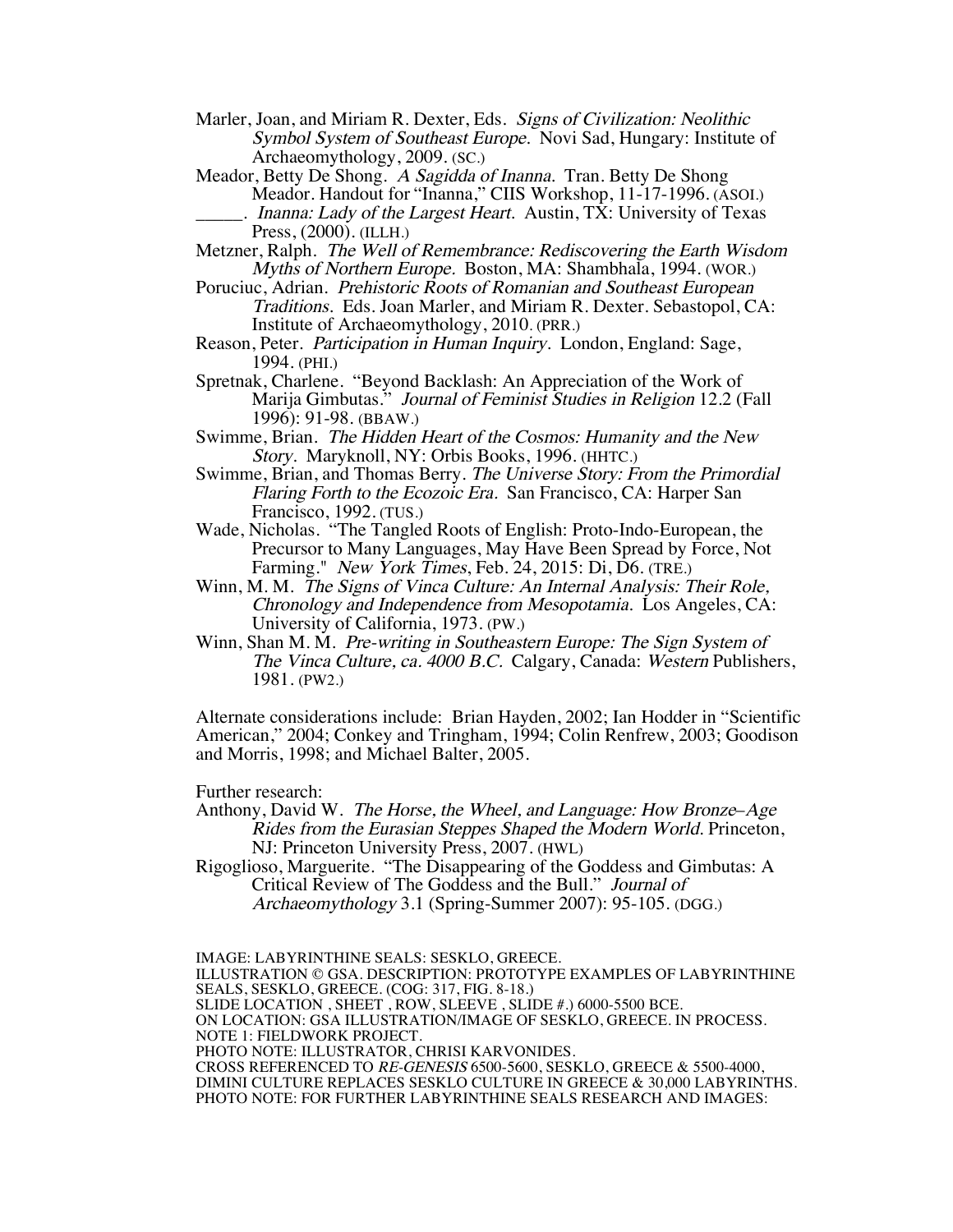Marler, Joan, and Miriam R. Dexter, Eds. *Signs of Civilization: Neolithic Symbol System of Southeast Europe.* Novi Sad, Hungary: Institute of Archaeomythology, 2009. (SC.)

Meador, Betty De Shong. *A Sagidda of Inanna.* Tran. Betty De Shong Meador. Handout for "Inanna," CIIS Workshop, 11-17-1996. (ASOI.)

_____. *Inanna: Lady of the Largest Heart.* Austin, TX: University of Texas Press, (2000). (ILLH.)

Metzner, Ralph. *The Well of Remembrance: Rediscovering the Earth Wisdom Myths of Northern Europe.* Boston, MA: Shambhala, 1994. (WOR.)

Poruciuc, Adrian. *Prehistoric Roots of Romanian and Southeast European Traditions.* Eds. Joan Marler, and Miriam R. Dexter. Sebastopol, CA: Institute of Archaeomythology, 2010. (PRR.)

Reason, Peter. *Participation in Human Inquiry.* London, England: Sage, 1994. (PHI.)

Spretnak, Charlene. "Beyond Backlash: An Appreciation of the Work of Marija Gimbutas." *Journal of Feminist Studies in Religion* 12.2 (Fall 1996): 91-98. (BBAW.)

Swimme, Brian. *The Hidden Heart of the Cosmos: Humanity and the New Story.* Maryknoll, NY: Orbis Books, 1996. (HHTC.)

Swimme, Brian, and Thomas Berry. *The Universe Story: From the Primordial Flaring Forth to the Ecozoic Era.* San Francisco, CA: Harper San Francisco, 1992. (TUS.)

Wade, Nicholas. "The Tangled Roots of English: Proto-Indo-European, the Precursor to Many Languages, May Have Been Spread by Force, Not Farming." *New York Times*, Feb. 24, 2015: Di, D6. (TRE.)

Winn, M. M. *The Signs of Vinca Culture: An Internal Analysis: Their Role, Chronology and Independence from Mesopotamia.* Los Angeles, CA: University of California, 1973. (PW.)

Winn, Shan M. M. *Pre-writing in Southeastern Europe: The Sign System of The Vinca Culture, ca. 4000 B.C.* Calgary, Canada: *Western* Publishers, 1981. (PW2.)

Alternate considerations include: Brian Hayden, 2002; Ian Hodder in "Scientific American," 2004; Conkey and Tringham, 1994; Colin Renfrew, 2003; Goodison and Morris, 1998; and Michael Balter, 2005.

Further research:

Anthony, David W. *The Horse, the Wheel, and Language: How Bronze–Age Rides from the Eurasian Steppes Shaped the Modern World.* Princeton, NJ: Princeton University Press, 2007. (HWL)

Rigoglioso, Marguerite. "The Disappearing of the Goddess and Gimbutas: A Critical Review of The Goddess and the Bull." *Journal of Archaeomythology* 3.1 (Spring-Summer 2007): 95-105. (DGG.)

IMAGE: LABYRINTHINE SEALS: SESKLO, GREECE.
ILLUSTRATION © GSA. DESCRIPTION: PROTOTYPE EXAMPLES OF LABYRINTHINE SEALS, SESKLO, GREECE. (COG: 317, FIG. 8-18.)
SLIDE LOCATION , SHEET , ROW, SLEEVE , SLIDE #.) 6000-5500 BCE.
ON LOCATION: GSA ILLUSTRATION/IMAGE OF SESKLO, GREECE. IN PROCESS.
NOTE 1: FIELDWORK PROJECT.
PHOTO NOTE: ILLUSTRATOR, CHRISI KARVONIDES.
CROSS REFERENCED TO *RE-GENESIS* 6500-5600, SESKLO, GREECE & 5500-4000, DIMINI CULTURE REPLACES SESKLO CULTURE IN GREECE & 30,000 LABYRINTHS.
PHOTO NOTE: FOR FURTHER LABYRINTHINE SEALS RESEARCH AND IMAGES: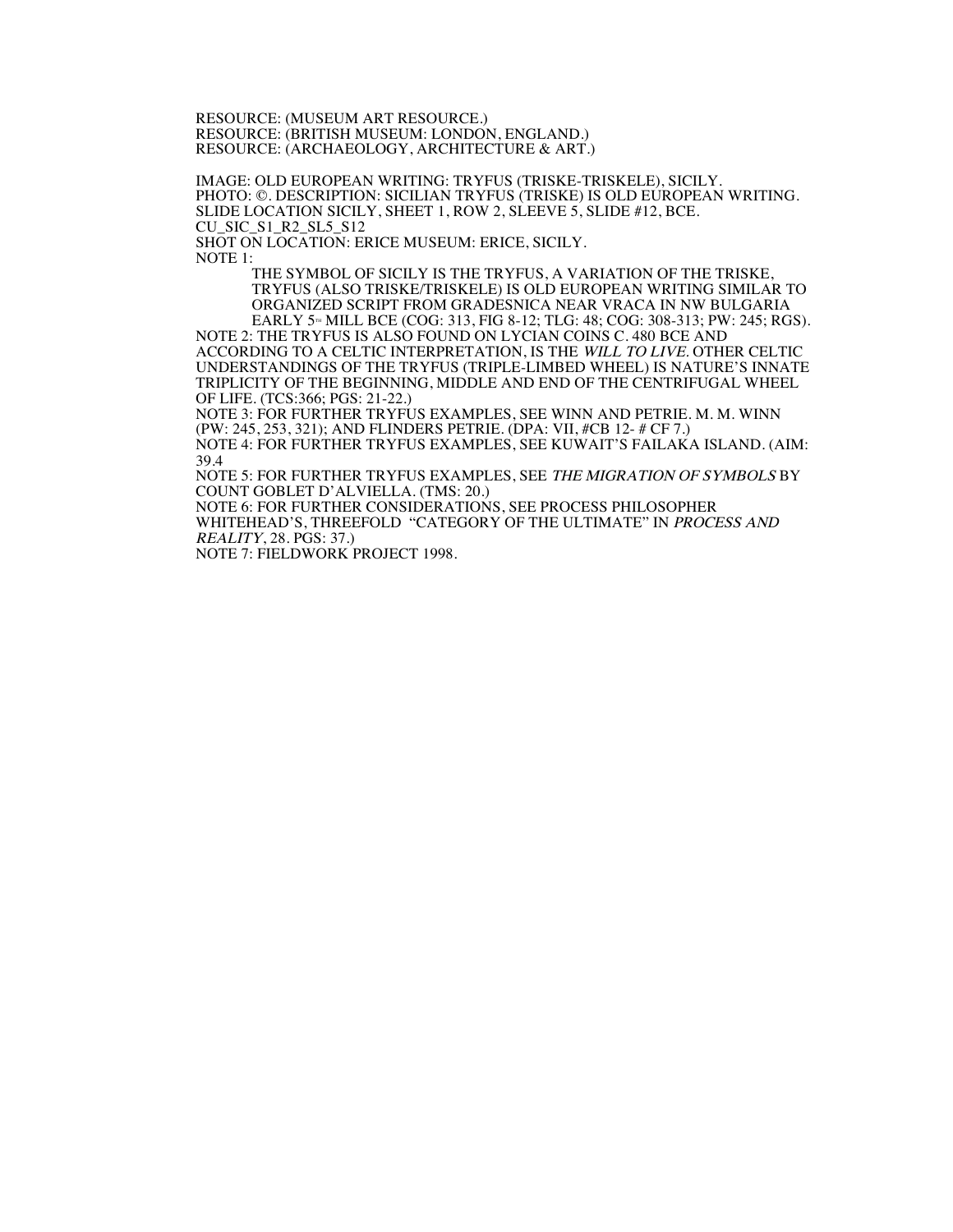RESOURCE: (MUSEUM ART RESOURCE.)
RESOURCE: (BRITISH MUSEUM: LONDON, ENGLAND.)
RESOURCE: (ARCHAEOLOGY, ARCHITECTURE & ART.)

IMAGE: OLD EUROPEAN WRITING: TRYFUS (TRISKE-TRISKELE), SICILY.
PHOTO: ©. DESCRIPTION: SICILIAN TRYFUS (TRISKE) IS OLD EUROPEAN WRITING.
SLIDE LOCATION SICILY, SHEET 1, ROW 2, SLEEVE 5, SLIDE #12, BCE.
CU_SIC_S1_R2_SL5_S12
SHOT ON LOCATION: ERICE MUSEUM: ERICE, SICILY.
NOTE 1:

> THE SYMBOL OF SICILY IS THE TRYFUS, A VARIATION OF THE TRISKE, TRYFUS (ALSO TRISKE/TRISKELE) IS OLD EUROPEAN WRITING SIMILAR TO ORGANIZED SCRIPT FROM GRADESNICA NEAR VRACA IN NW BULGARIA EARLY 5TH MILL BCE (COG: 313, FIG 8-12; TLG: 48; COG: 308-313; PW: 245; RGS).

NOTE 2: THE TRYFUS IS ALSO FOUND ON LYCIAN COINS C. 480 BCE AND ACCORDING TO A CELTIC INTERPRETATION, IS THE *WILL TO LIVE*. OTHER CELTIC UNDERSTANDINGS OF THE TRYFUS (TRIPLE-LIMBED WHEEL) IS NATURE'S INNATE TRIPLICITY OF THE BEGINNING, MIDDLE AND END OF THE CENTRIFUGAL WHEEL OF LIFE. (TCS:366; PGS: 21-22.)
NOTE 3: FOR FURTHER TRYFUS EXAMPLES, SEE WINN AND PETRIE. M. M. WINN (PW: 245, 253, 321); AND FLINDERS PETRIE. (DPA: VII, #CB 12- # CF 7.)
NOTE 4: FOR FURTHER TRYFUS EXAMPLES, SEE KUWAIT'S FAILAKA ISLAND. (AIM: 39.4
NOTE 5: FOR FURTHER TRYFUS EXAMPLES, SEE *THE MIGRATION OF SYMBOLS* BY COUNT GOBLET D'ALVIELLA. (TMS: 20.)
NOTE 6: FOR FURTHER CONSIDERATIONS, SEE PROCESS PHILOSOPHER WHITEHEAD'S, THREEFOLD "CATEGORY OF THE ULTIMATE" IN *PROCESS AND REALITY*, 28. PGS: 37.)
NOTE 7: FIELDWORK PROJECT 1998.